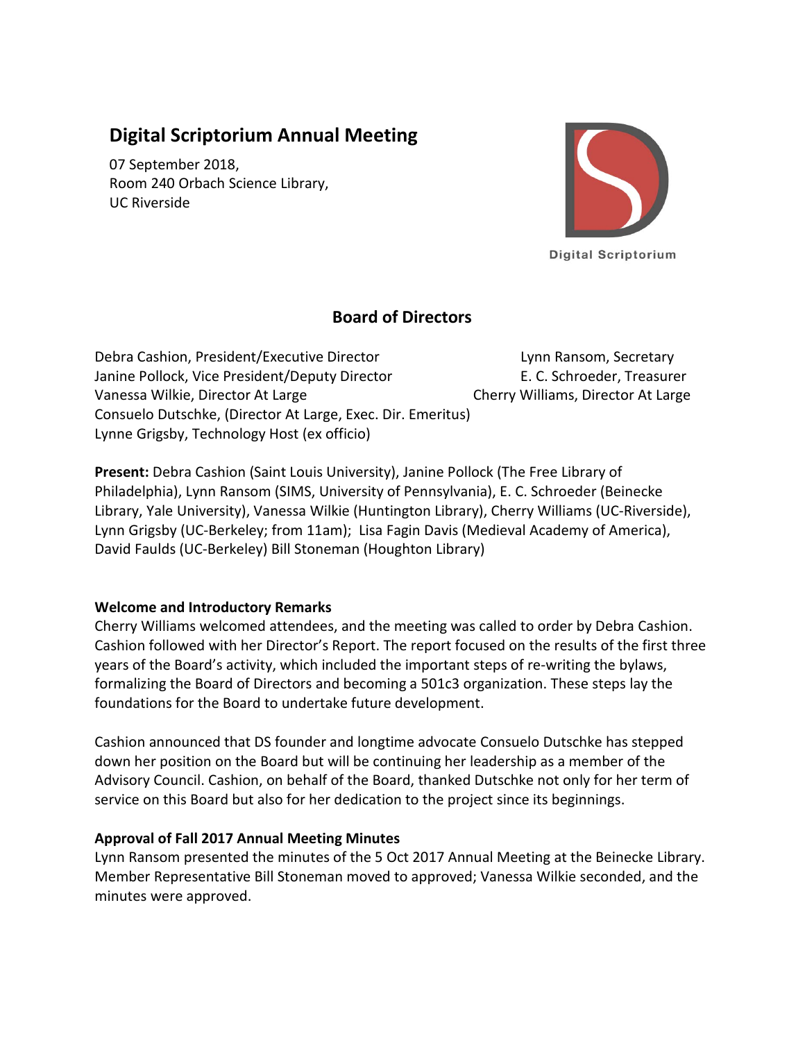# Digital Scriptorium Annual Meeting

07 September 2018,
Room 240 Orbach Science Library,
UC Riverside

Digital Scriptorium

## Board of Directors

Debra Cashion, President/Executive Director
Janine Pollock, Vice President/Deputy Director
Vanessa Wilkie, Director At Large
Consuelo Dutschke, (Director At Large, Exec. Dir. Emeritus)
Lynne Grigsby, Technology Host (ex officio)
Lynn Ransom, Secretary
E. C. Schroeder, Treasurer
Cherry Williams, Director At Large

**Present:** Debra Cashion (Saint Louis University), Janine Pollock (The Free Library of Philadelphia), Lynn Ransom (SIMS, University of Pennsylvania), E. C. Schroeder (Beinecke Library, Yale University), Vanessa Wilkie (Huntington Library), Cherry Williams (UC-Riverside), Lynn Grigsby (UC-Berkeley; from 11am); Lisa Fagin Davis (Medieval Academy of America), David Faulds (UC-Berkeley) Bill Stoneman (Houghton Library)

**Welcome and Introductory Remarks**

Cherry Williams welcomed attendees, and the meeting was called to order by Debra Cashion. Cashion followed with her Director's Report. The report focused on the results of the first three years of the Board's activity, which included the important steps of re-writing the bylaws, formalizing the Board of Directors and becoming a 501c3 organization. These steps lay the foundations for the Board to undertake future development.

Cashion announced that DS founder and longtime advocate Consuelo Dutschke has stepped down her position on the Board but will be continuing her leadership as a member of the Advisory Council. Cashion, on behalf of the Board, thanked Dutschke not only for her term of service on this Board but also for her dedication to the project since its beginnings.

**Approval of Fall 2017 Annual Meeting Minutes**

Lynn Ransom presented the minutes of the 5 Oct 2017 Annual Meeting at the Beinecke Library. Member Representative Bill Stoneman moved to approved; Vanessa Wilkie seconded, and the minutes were approved.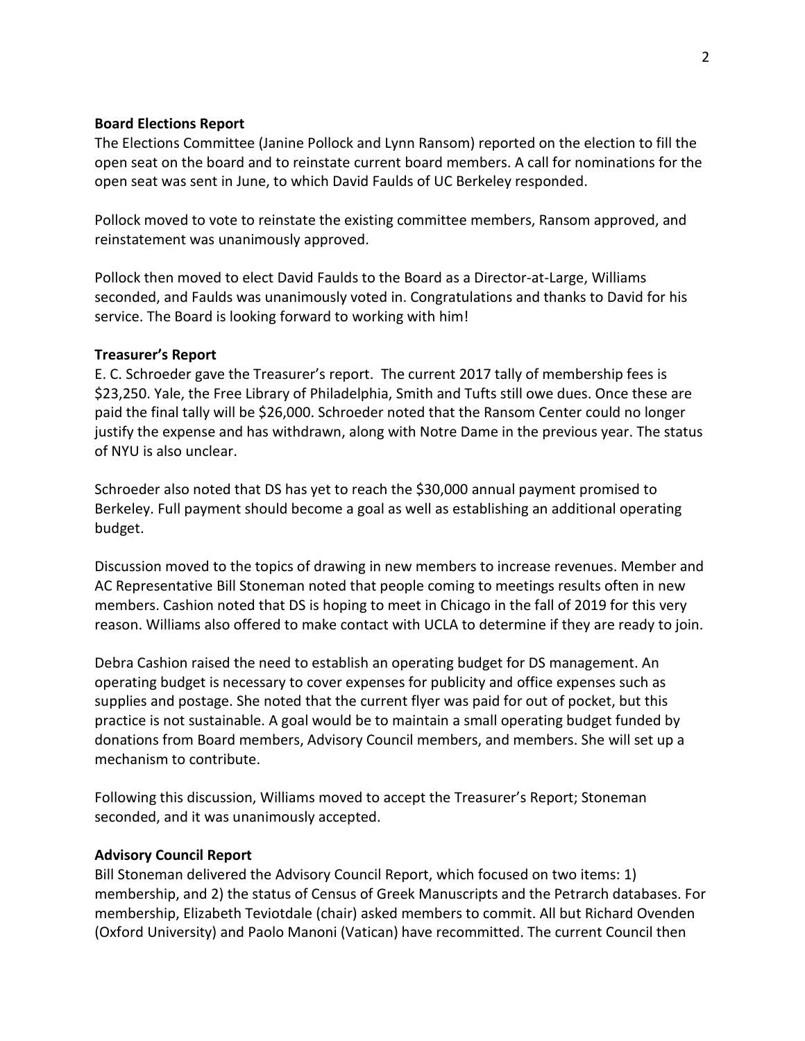**Board Elections Report**

The Elections Committee (Janine Pollock and Lynn Ransom) reported on the election to fill the open seat on the board and to reinstate current board members. A call for nominations for the open seat was sent in June, to which David Faulds of UC Berkeley responded.

Pollock moved to vote to reinstate the existing committee members, Ransom approved, and reinstatement was unanimously approved.

Pollock then moved to elect David Faulds to the Board as a Director-at-Large, Williams seconded, and Faulds was unanimously voted in. Congratulations and thanks to David for his service. The Board is looking forward to working with him!

**Treasurer's Report**

E. C. Schroeder gave the Treasurer's report. The current 2017 tally of membership fees is \$23,250. Yale, the Free Library of Philadelphia, Smith and Tufts still owe dues. Once these are paid the final tally will be \$26,000. Schroeder noted that the Ransom Center could no longer justify the expense and has withdrawn, along with Notre Dame in the previous year. The status of NYU is also unclear.

Schroeder also noted that DS has yet to reach the \$30,000 annual payment promised to Berkeley. Full payment should become a goal as well as establishing an additional operating budget.

Discussion moved to the topics of drawing in new members to increase revenues. Member and AC Representative Bill Stoneman noted that people coming to meetings results often in new members. Cashion noted that DS is hoping to meet in Chicago in the fall of 2019 for this very reason. Williams also offered to make contact with UCLA to determine if they are ready to join.

Debra Cashion raised the need to establish an operating budget for DS management. An operating budget is necessary to cover expenses for publicity and office expenses such as supplies and postage. She noted that the current flyer was paid for out of pocket, but this practice is not sustainable. A goal would be to maintain a small operating budget funded by donations from Board members, Advisory Council members, and members. She will set up a mechanism to contribute.

Following this discussion, Williams moved to accept the Treasurer's Report; Stoneman seconded, and it was unanimously accepted.

**Advisory Council Report**

Bill Stoneman delivered the Advisory Council Report, which focused on two items: 1) membership, and 2) the status of Census of Greek Manuscripts and the Petrarch databases. For membership, Elizabeth Teviotdale (chair) asked members to commit. All but Richard Ovenden (Oxford University) and Paolo Manoni (Vatican) have recommitted. The current Council then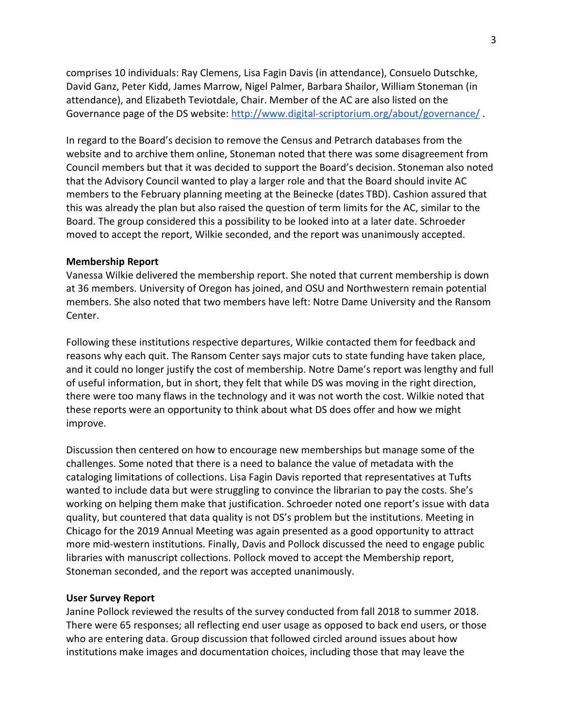comprises 10 individuals: Ray Clemens, Lisa Fagin Davis (in attendance), Consuelo Dutschke, David Ganz, Peter Kidd, James Marrow, Nigel Palmer, Barbara Shailor, William Stoneman (in attendance), and Elizabeth Teviotdale, Chair. Member of the AC are also listed on the Governance page of the DS website: http://www.digital-scriptorium.org/about/governance/ .

In regard to the Board's decision to remove the Census and Petrarch databases from the website and to archive them online, Stoneman noted that there was some disagreement from Council members but that it was decided to support the Board's decision. Stoneman also noted that the Advisory Council wanted to play a larger role and that the Board should invite AC members to the February planning meeting at the Beinecke (dates TBD). Cashion assured that this was already the plan but also raised the question of term limits for the AC, similar to the Board. The group considered this a possibility to be looked into at a later date. Schroeder moved to accept the report, Wilkie seconded, and the report was unanimously accepted.

**Membership Report**

Vanessa Wilkie delivered the membership report. She noted that current membership is down at 36 members. University of Oregon has joined, and OSU and Northwestern remain potential members. She also noted that two members have left: Notre Dame University and the Ransom Center.

Following these institutions respective departures, Wilkie contacted them for feedback and reasons why each quit. The Ransom Center says major cuts to state funding have taken place, and it could no longer justify the cost of membership. Notre Dame's report was lengthy and full of useful information, but in short, they felt that while DS was moving in the right direction, there were too many flaws in the technology and it was not worth the cost. Wilkie noted that these reports were an opportunity to think about what DS does offer and how we might improve.

Discussion then centered on how to encourage new memberships but manage some of the challenges. Some noted that there is a need to balance the value of metadata with the cataloging limitations of collections. Lisa Fagin Davis reported that representatives at Tufts wanted to include data but were struggling to convince the librarian to pay the costs. She's working on helping them make that justification. Schroeder noted one report's issue with data quality, but countered that data quality is not DS's problem but the institutions. Meeting in Chicago for the 2019 Annual Meeting was again presented as a good opportunity to attract more mid-western institutions. Finally, Davis and Pollock discussed the need to engage public libraries with manuscript collections. Pollock moved to accept the Membership report, Stoneman seconded, and the report was accepted unanimously.

**User Survey Report**

Janine Pollock reviewed the results of the survey conducted from fall 2018 to summer 2018. There were 65 responses; all reflecting end user usage as opposed to back end users, or those who are entering data. Group discussion that followed circled around issues about how institutions make images and documentation choices, including those that may leave the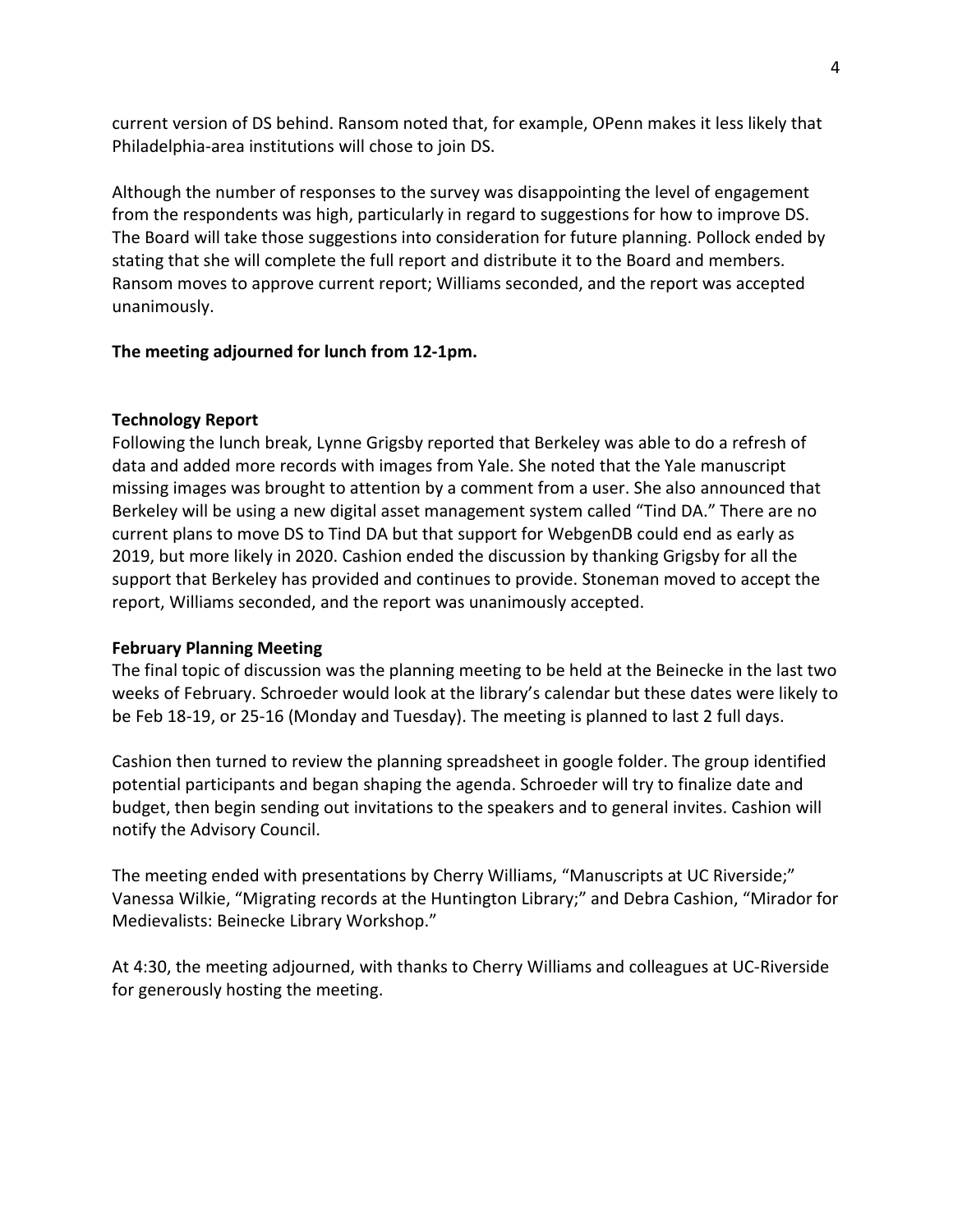current version of DS behind. Ransom noted that, for example, OPenn makes it less likely that Philadelphia-area institutions will chose to join DS.

Although the number of responses to the survey was disappointing the level of engagement from the respondents was high, particularly in regard to suggestions for how to improve DS. The Board will take those suggestions into consideration for future planning. Pollock ended by stating that she will complete the full report and distribute it to the Board and members. Ransom moves to approve current report; Williams seconded, and the report was accepted unanimously.

**The meeting adjourned for lunch from 12-1pm.**

**Technology Report**

Following the lunch break, Lynne Grigsby reported that Berkeley was able to do a refresh of data and added more records with images from Yale. She noted that the Yale manuscript missing images was brought to attention by a comment from a user. She also announced that Berkeley will be using a new digital asset management system called "Tind DA." There are no current plans to move DS to Tind DA but that support for WebgenDB could end as early as 2019, but more likely in 2020. Cashion ended the discussion by thanking Grigsby for all the support that Berkeley has provided and continues to provide. Stoneman moved to accept the report, Williams seconded, and the report was unanimously accepted.

**February Planning Meeting**

The final topic of discussion was the planning meeting to be held at the Beinecke in the last two weeks of February. Schroeder would look at the library's calendar but these dates were likely to be Feb 18-19, or 25-16 (Monday and Tuesday). The meeting is planned to last 2 full days.

Cashion then turned to review the planning spreadsheet in google folder. The group identified potential participants and began shaping the agenda. Schroeder will try to finalize date and budget, then begin sending out invitations to the speakers and to general invites. Cashion will notify the Advisory Council.

The meeting ended with presentations by Cherry Williams, "Manuscripts at UC Riverside;" Vanessa Wilkie, "Migrating records at the Huntington Library;" and Debra Cashion, "Mirador for Medievalists: Beinecke Library Workshop."

At 4:30, the meeting adjourned, with thanks to Cherry Williams and colleagues at UC-Riverside for generously hosting the meeting.